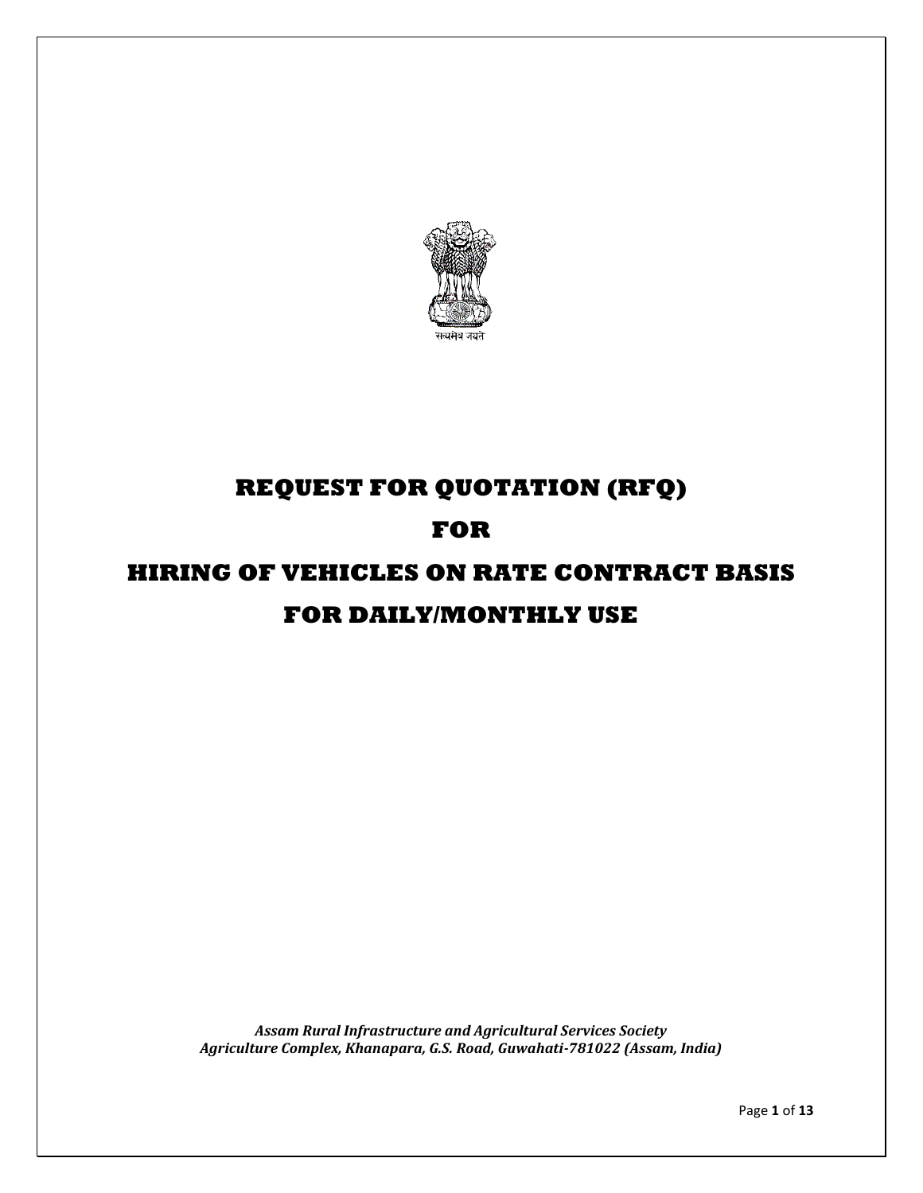सत्यमेव जयते

# REQUEST FOR QUOTATION (RFQ)

# FOR

# HIRING OF VEHICLES ON RATE CONTRACT BASIS

# FOR DAILY/MONTHLY USE

***Assam Rural Infrastructure and Agricultural Services Society***
***Agriculture Complex, Khanapara, G.S. Road, Guwahati-781022 (Assam, India)***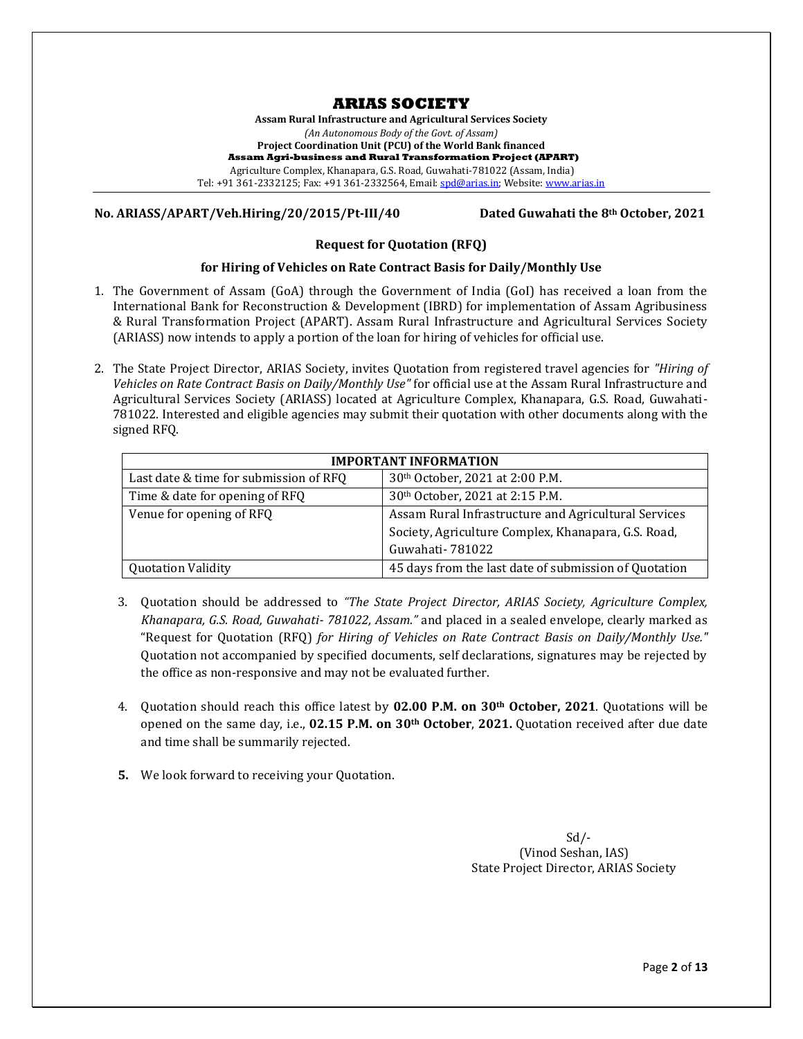# ARIAS SOCIETY

**Assam Rural Infrastructure and Agricultural Services Society**

*(An Autonomous Body of the Govt. of Assam)*

**Project Coordination Unit (PCU) of the World Bank financed**

**Assam Agri-business and Rural Transformation Project (APART)**

Agriculture Complex, Khanapara, G.S. Road, Guwahati-781022 (Assam, India)

Tel: +91 361-2332125; Fax: +91 361-2332564, Email: spd@arias.in; Website: www.arias.in

---

**No. ARIASS/APART/Veh.Hiring/20/2015/Pt-III/40** **Dated Guwahati the 8th October, 2021**

**Request for Quotation (RFQ)**

**for Hiring of Vehicles on Rate Contract Basis for Daily/Monthly Use**

1. The Government of Assam (GoA) through the Government of India (GoI) has received a loan from the International Bank for Reconstruction & Development (IBRD) for implementation of Assam Agribusiness & Rural Transformation Project (APART). Assam Rural Infrastructure and Agricultural Services Society (ARIASS) now intends to apply a portion of the loan for hiring of vehicles for official use.

2. The State Project Director, ARIAS Society, invites Quotation from registered travel agencies for *"Hiring of Vehicles on Rate Contract Basis on Daily/Monthly Use"* for official use at the Assam Rural Infrastructure and Agricultural Services Society (ARIASS) located at Agriculture Complex, Khanapara, G.S. Road, Guwahati-781022. Interested and eligible agencies may submit their quotation with other documents along with the signed RFQ.

| IMPORTANT INFORMATION | |
|---|---|
| Last date & time for submission of RFQ | 30th October, 2021 at 2:00 P.M. |
| Time & date for opening of RFQ | 30th October, 2021 at 2:15 P.M. |
| Venue for opening of RFQ | Assam Rural Infrastructure and Agricultural Services Society, Agriculture Complex, Khanapara, G.S. Road, Guwahati- 781022 |
| Quotation Validity | 45 days from the last date of submission of Quotation |

3. Quotation should be addressed to *"The State Project Director, ARIAS Society, Agriculture Complex, Khanapara, G.S. Road, Guwahati- 781022, Assam."* and placed in a sealed envelope, clearly marked as "Request for Quotation (RFQ) *for Hiring of Vehicles on Rate Contract Basis on Daily/Monthly Use."* Quotation not accompanied by specified documents, self declarations, signatures may be rejected by the office as non-responsive and may not be evaluated further.

4. Quotation should reach this office latest by **02.00 P.M. on 30th October, 2021**. Quotations will be opened on the same day, i.e., **02.15 P.M. on 30th October**, **2021.** Quotation received after due date and time shall be summarily rejected.

5. We look forward to receiving your Quotation.

Sd/-
(Vinod Seshan, IAS)
State Project Director, ARIAS Society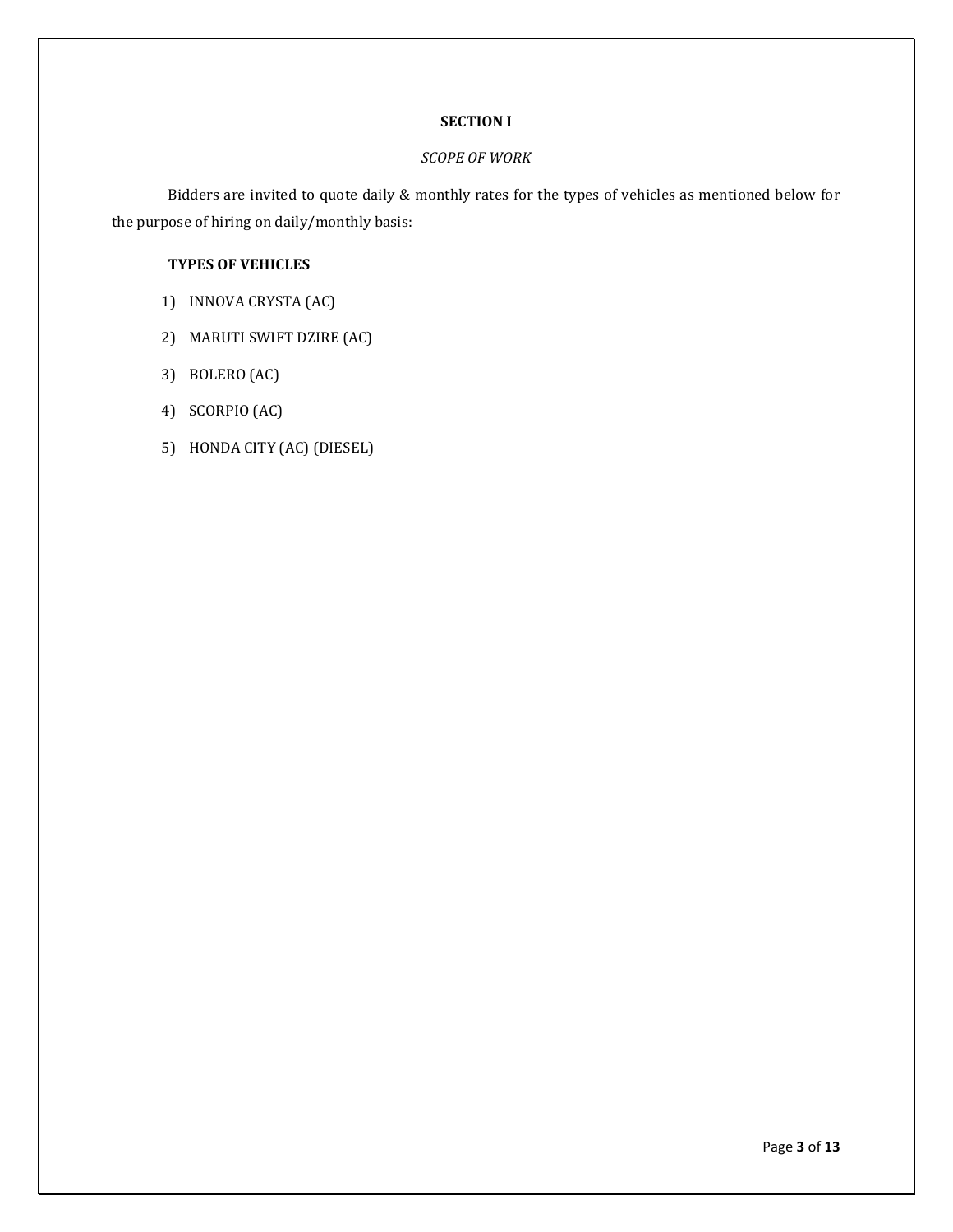# SECTION I

*SCOPE OF WORK*

Bidders are invited to quote daily & monthly rates for the types of vehicles as mentioned below for the purpose of hiring on daily/monthly basis:

**TYPES OF VEHICLES**

1) INNOVA CRYSTA (AC)
2) MARUTI SWIFT DZIRE (AC)
3) BOLERO (AC)
4) SCORPIO (AC)
5) HONDA CITY (AC) (DIESEL)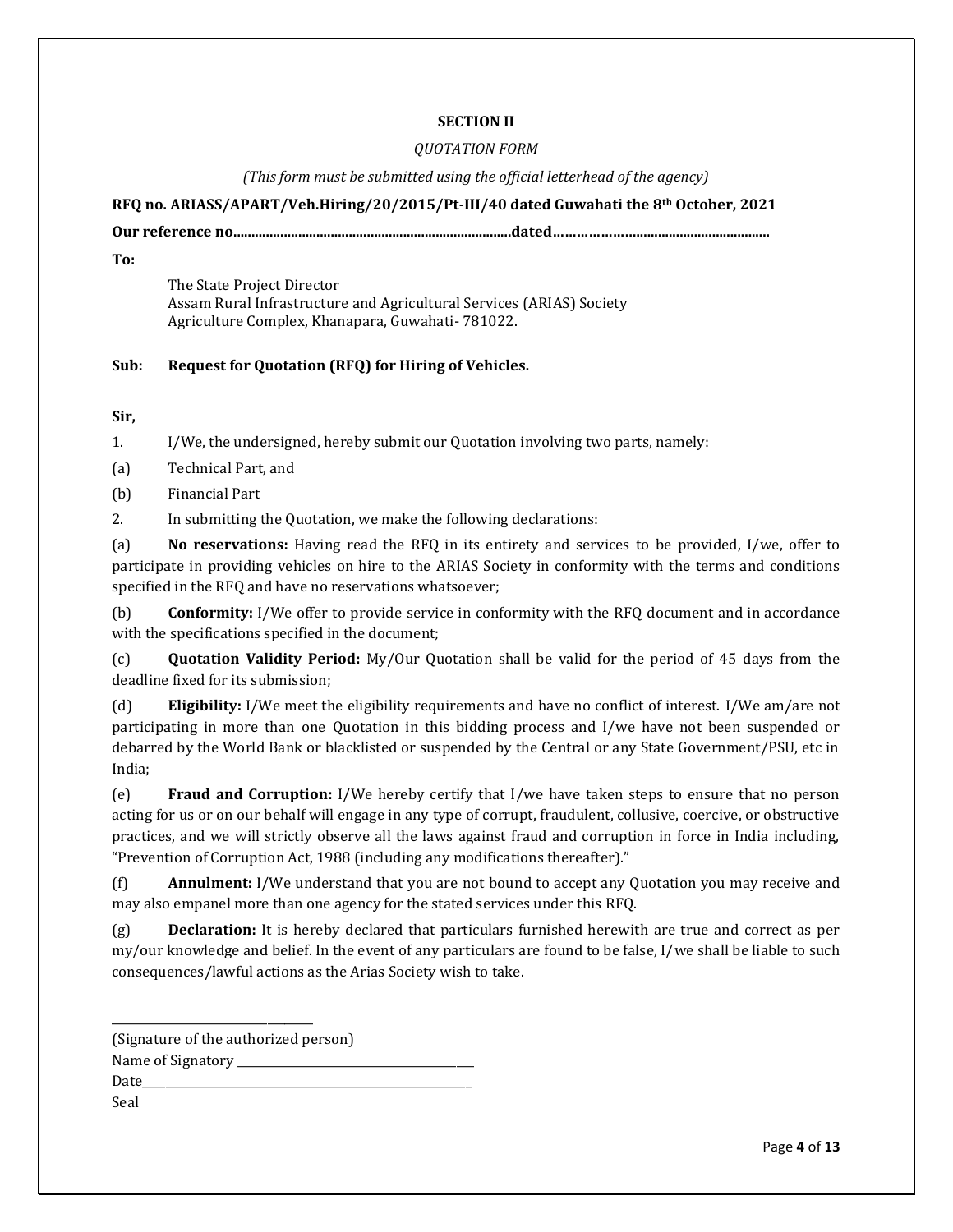## SECTION II

*QUOTATION FORM*

*(This form must be submitted using the official letterhead of the agency)*

**RFQ no. ARIASS/APART/Veh.Hiring/20/2015/Pt-III/40 dated Guwahati the 8th October, 2021**

**Our reference no............................................................................dated…………………...................................................**

**To:**

The State Project Director
Assam Rural Infrastructure and Agricultural Services (ARIAS) Society
Agriculture Complex, Khanapara, Guwahati- 781022.

**Sub: Request for Quotation (RFQ) for Hiring of Vehicles.**

**Sir,**

1. I/We, the undersigned, hereby submit our Quotation involving two parts, namely:

(a) Technical Part, and

(b) Financial Part

2. In submitting the Quotation, we make the following declarations:

(a) **No reservations:** Having read the RFQ in its entirety and services to be provided, I/we, offer to participate in providing vehicles on hire to the ARIAS Society in conformity with the terms and conditions specified in the RFQ and have no reservations whatsoever;

(b) **Conformity:** I/We offer to provide service in conformity with the RFQ document and in accordance with the specifications specified in the document;

(c) **Quotation Validity Period:** My/Our Quotation shall be valid for the period of 45 days from the deadline fixed for its submission;

(d) **Eligibility:** I/We meet the eligibility requirements and have no conflict of interest. I/We am/are not participating in more than one Quotation in this bidding process and I/we have not been suspended or debarred by the World Bank or blacklisted or suspended by the Central or any State Government/PSU, etc in India;

(e) **Fraud and Corruption:** I/We hereby certify that I/we have taken steps to ensure that no person acting for us or on our behalf will engage in any type of corrupt, fraudulent, collusive, coercive, or obstructive practices, and we will strictly observe all the laws against fraud and corruption in force in India including, "Prevention of Corruption Act, 1988 (including any modifications thereafter)."

(f) **Annulment:** I/We understand that you are not bound to accept any Quotation you may receive and may also empanel more than one agency for the stated services under this RFQ.

(g) **Declaration:** It is hereby declared that particulars furnished herewith are true and correct as per my/our knowledge and belief. In the event of any particulars are found to be false, I/ we shall be liable to such consequences/lawful actions as the Arias Society wish to take.

\_\_\_\_\_\_\_\_\_\_\_\_\_\_\_\_\_\_\_\_\_\_\_\_\_\_\_\_\_\_\_\_

(Signature of the authorized person)

Name of Signatory \_\_\_\_\_\_\_\_\_\_\_\_\_\_\_\_\_\_\_\_\_\_\_\_\_\_\_\_\_\_\_\_

Date\_\_\_\_\_\_\_\_\_\_\_\_\_\_\_\_\_\_\_\_\_\_\_\_\_\_\_\_\_\_\_\_\_\_\_\_\_\_\_\_\_\_\_\_

Seal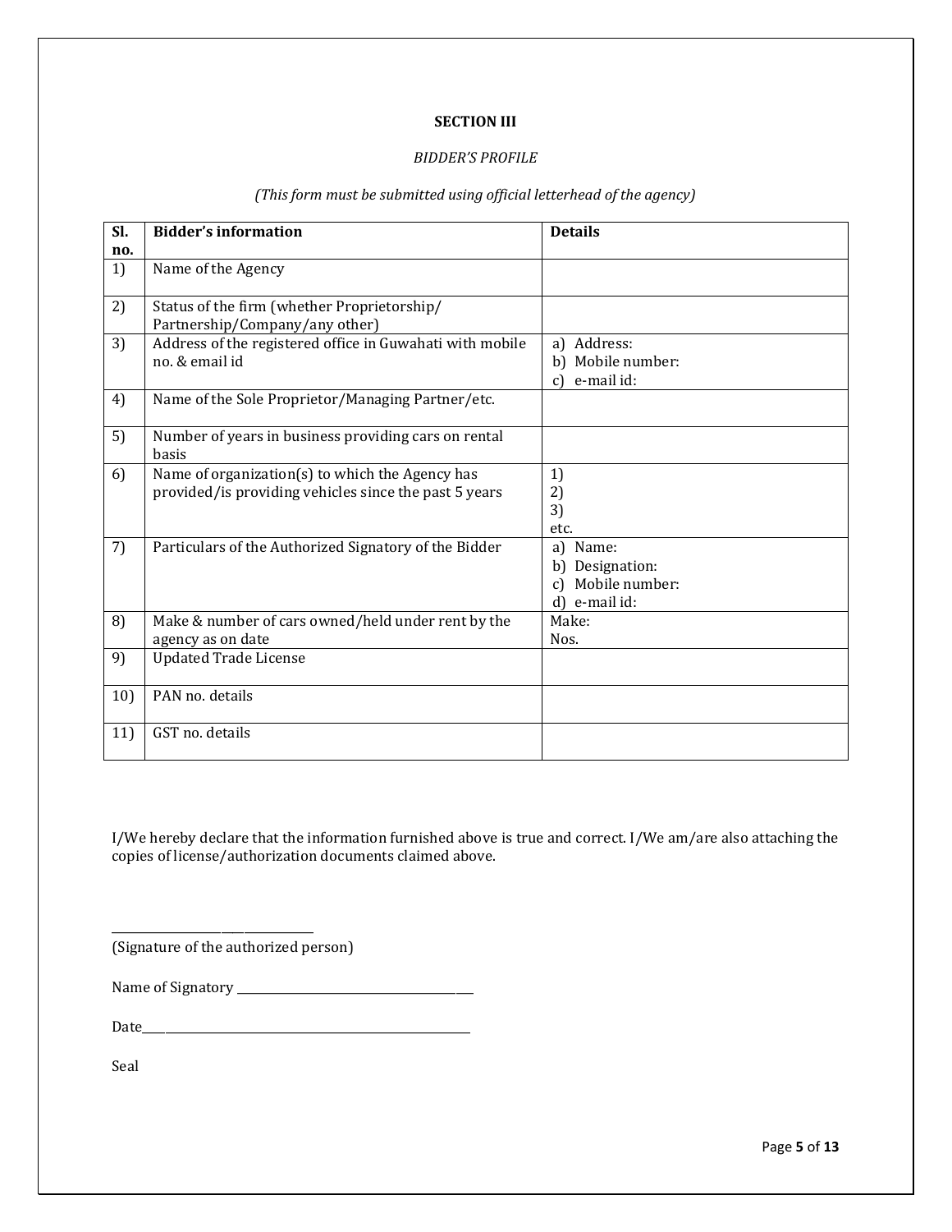## SECTION III

*BIDDER'S PROFILE*

*(This form must be submitted using official letterhead of the agency)*

| Sl. no. | Bidder's information | Details |
|---|---|---|
| 1) | Name of the Agency | |
| 2) | Status of the firm (whether Proprietorship/ Partnership/Company/any other) | |
| 3) | Address of the registered office in Guwahati with mobile no. & email id | a) Address:<br>b) Mobile number:<br>c) e-mail id: |
| 4) | Name of the Sole Proprietor/Managing Partner/etc. | |
| 5) | Number of years in business providing cars on rental basis | |
| 6) | Name of organization(s) to which the Agency has provided/is providing vehicles since the past 5 years | 1)<br>2)<br>3)<br>etc. |
| 7) | Particulars of the Authorized Signatory of the Bidder | a) Name:<br>b) Designation:<br>c) Mobile number:<br>d) e-mail id: |
| 8) | Make & number of cars owned/held under rent by the agency as on date | Make:<br>Nos. |
| 9) | Updated Trade License | |
| 10) | PAN no. details | |
| 11) | GST no. details | |

I/We hereby declare that the information furnished above is true and correct. I/We am/are also attaching the copies of license/authorization documents claimed above.

________________________________

(Signature of the authorized person)

Name of Signatory ______________________________________

Date______________________________________________________

Seal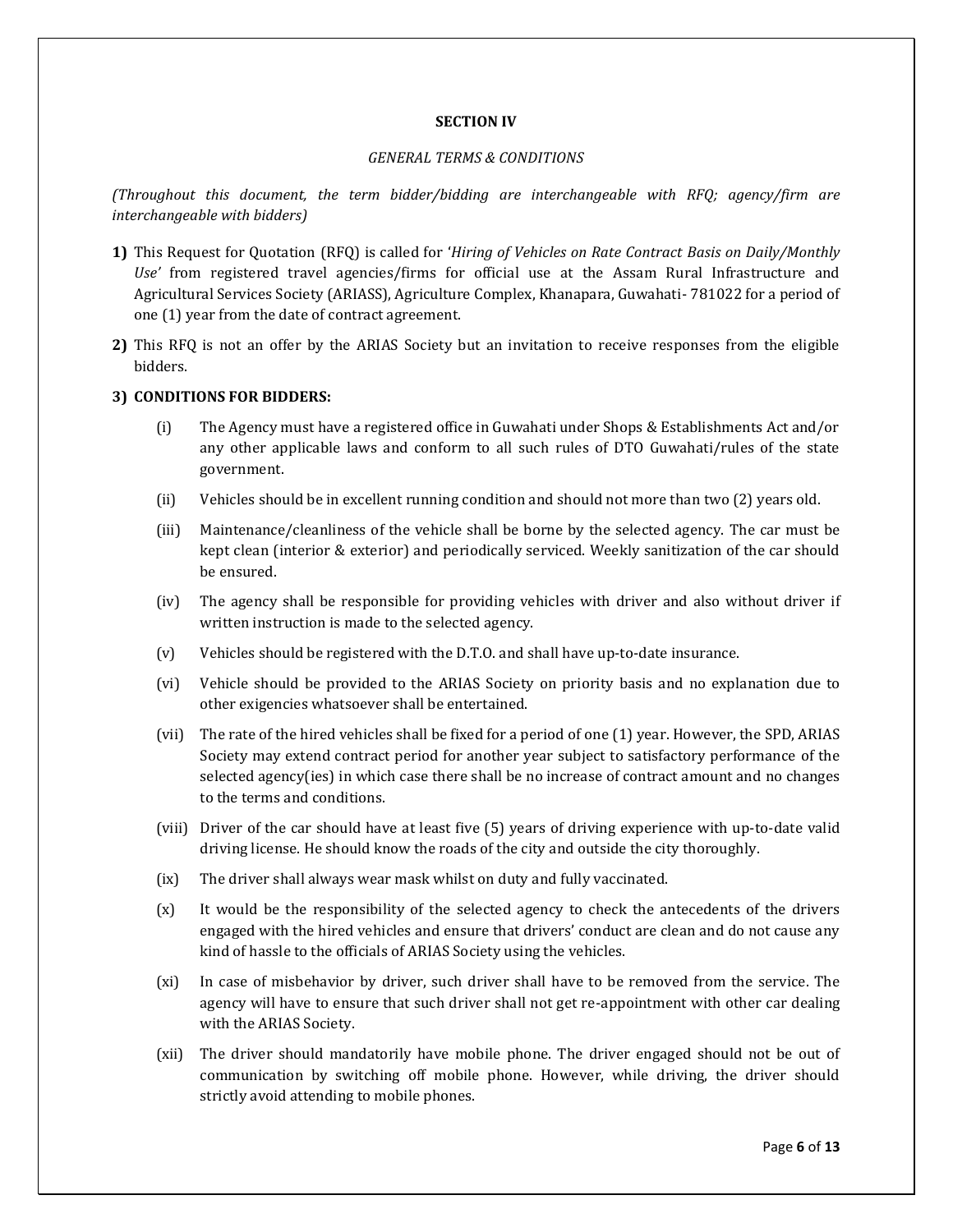**SECTION IV**

*GENERAL TERMS & CONDITIONS*

*(Throughout this document, the term bidder/bidding are interchangeable with RFQ; agency/firm are interchangeable with bidders)*

**1)** This Request for Quotation (RFQ) is called for '*Hiring of Vehicles on Rate Contract Basis on Daily/Monthly Use*' from registered travel agencies/firms for official use at the Assam Rural Infrastructure and Agricultural Services Society (ARIASS), Agriculture Complex, Khanapara, Guwahati- 781022 for a period of one (1) year from the date of contract agreement.

**2)** This RFQ is not an offer by the ARIAS Society but an invitation to receive responses from the eligible bidders.

**3) CONDITIONS FOR BIDDERS:**

- (i) The Agency must have a registered office in Guwahati under Shops & Establishments Act and/or any other applicable laws and conform to all such rules of DTO Guwahati/rules of the state government.
- (ii) Vehicles should be in excellent running condition and should not more than two (2) years old.
- (iii) Maintenance/cleanliness of the vehicle shall be borne by the selected agency. The car must be kept clean (interior & exterior) and periodically serviced. Weekly sanitization of the car should be ensured.
- (iv) The agency shall be responsible for providing vehicles with driver and also without driver if written instruction is made to the selected agency.
- (v) Vehicles should be registered with the D.T.O. and shall have up-to-date insurance.
- (vi) Vehicle should be provided to the ARIAS Society on priority basis and no explanation due to other exigencies whatsoever shall be entertained.
- (vii) The rate of the hired vehicles shall be fixed for a period of one (1) year. However, the SPD, ARIAS Society may extend contract period for another year subject to satisfactory performance of the selected agency(ies) in which case there shall be no increase of contract amount and no changes to the terms and conditions.
- (viii) Driver of the car should have at least five (5) years of driving experience with up-to-date valid driving license. He should know the roads of the city and outside the city thoroughly.
- (ix) The driver shall always wear mask whilst on duty and fully vaccinated.
- (x) It would be the responsibility of the selected agency to check the antecedents of the drivers engaged with the hired vehicles and ensure that drivers' conduct are clean and do not cause any kind of hassle to the officials of ARIAS Society using the vehicles.
- (xi) In case of misbehavior by driver, such driver shall have to be removed from the service. The agency will have to ensure that such driver shall not get re-appointment with other car dealing with the ARIAS Society.
- (xii) The driver should mandatorily have mobile phone. The driver engaged should not be out of communication by switching off mobile phone. However, while driving, the driver should strictly avoid attending to mobile phones.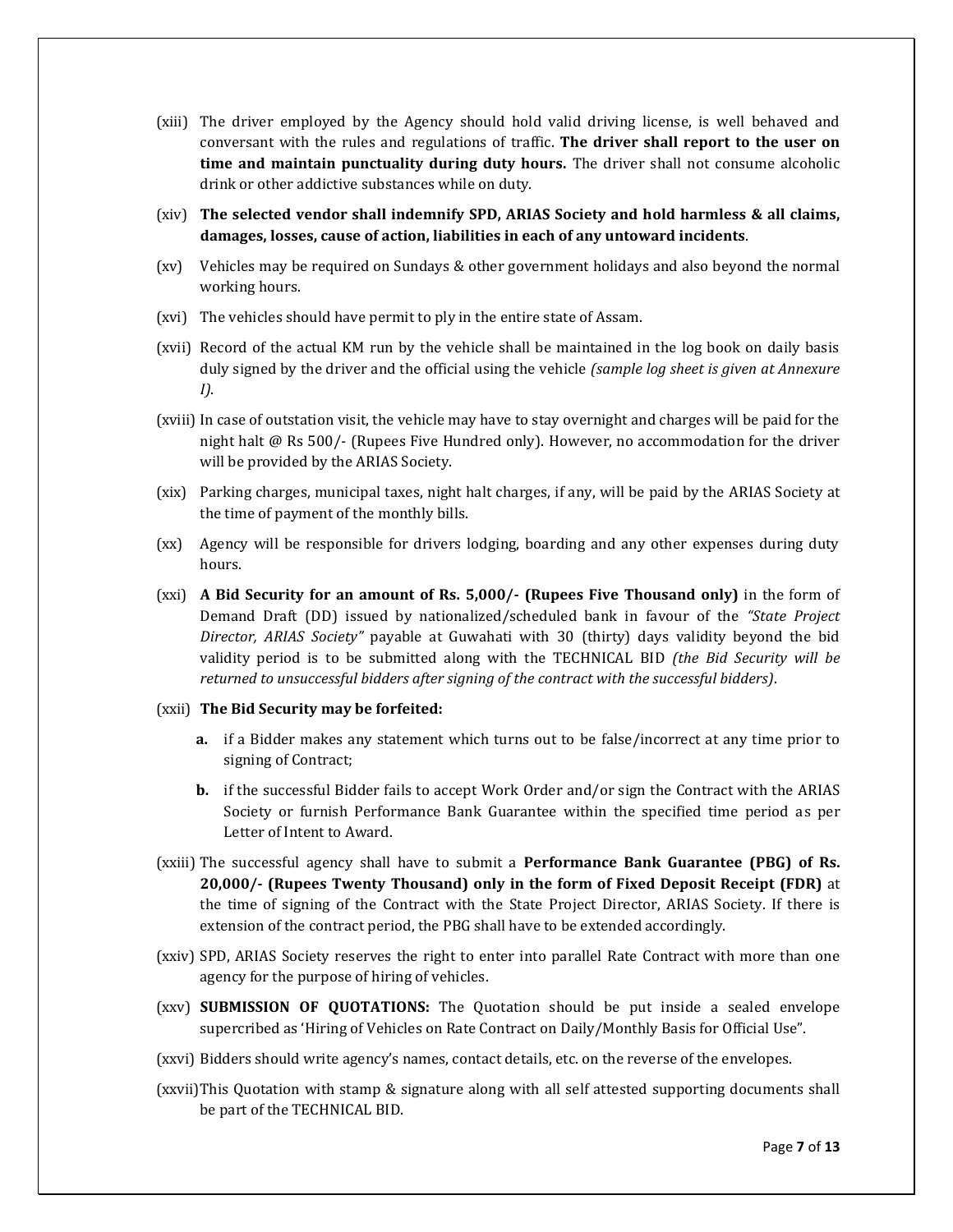(xiii) The driver employed by the Agency should hold valid driving license, is well behaved and conversant with the rules and regulations of traffic. **The driver shall report to the user on time and maintain punctuality during duty hours.** The driver shall not consume alcoholic drink or other addictive substances while on duty.

(xiv) **The selected vendor shall indemnify SPD, ARIAS Society and hold harmless & all claims, damages, losses, cause of action, liabilities in each of any untoward incidents**.

(xv) Vehicles may be required on Sundays & other government holidays and also beyond the normal working hours.

(xvi) The vehicles should have permit to ply in the entire state of Assam.

(xvii) Record of the actual KM run by the vehicle shall be maintained in the log book on daily basis duly signed by the driver and the official using the vehicle *(sample log sheet is given at Annexure I)*.

(xviii) In case of outstation visit, the vehicle may have to stay overnight and charges will be paid for the night halt @ Rs 500/- (Rupees Five Hundred only). However, no accommodation for the driver will be provided by the ARIAS Society.

(xix) Parking charges, municipal taxes, night halt charges, if any, will be paid by the ARIAS Society at the time of payment of the monthly bills.

(xx) Agency will be responsible for drivers lodging, boarding and any other expenses during duty hours.

(xxi) **A Bid Security for an amount of Rs. 5,000/- (Rupees Five Thousand only)** in the form of Demand Draft (DD) issued by nationalized/scheduled bank in favour of the *"State Project Director, ARIAS Society"* payable at Guwahati with 30 (thirty) days validity beyond the bid validity period is to be submitted along with the TECHNICAL BID *(the Bid Security will be returned to unsuccessful bidders after signing of the contract with the successful bidders)*.

(xxii) **The Bid Security may be forfeited:**

  **a.** if a Bidder makes any statement which turns out to be false/incorrect at any time prior to signing of Contract;

  **b.** if the successful Bidder fails to accept Work Order and/or sign the Contract with the ARIAS Society or furnish Performance Bank Guarantee within the specified time period as per Letter of Intent to Award.

(xxiii) The successful agency shall have to submit a **Performance Bank Guarantee (PBG) of Rs. 20,000/- (Rupees Twenty Thousand) only in the form of Fixed Deposit Receipt (FDR)** at the time of signing of the Contract with the State Project Director, ARIAS Society. If there is extension of the contract period, the PBG shall have to be extended accordingly.

(xxiv) SPD, ARIAS Society reserves the right to enter into parallel Rate Contract with more than one agency for the purpose of hiring of vehicles.

(xxv) **SUBMISSION OF QUOTATIONS:** The Quotation should be put inside a sealed envelope supercribed as 'Hiring of Vehicles on Rate Contract on Daily/Monthly Basis for Official Use".

(xxvi) Bidders should write agency's names, contact details, etc. on the reverse of the envelopes.

(xxvii) This Quotation with stamp & signature along with all self attested supporting documents shall be part of the TECHNICAL BID.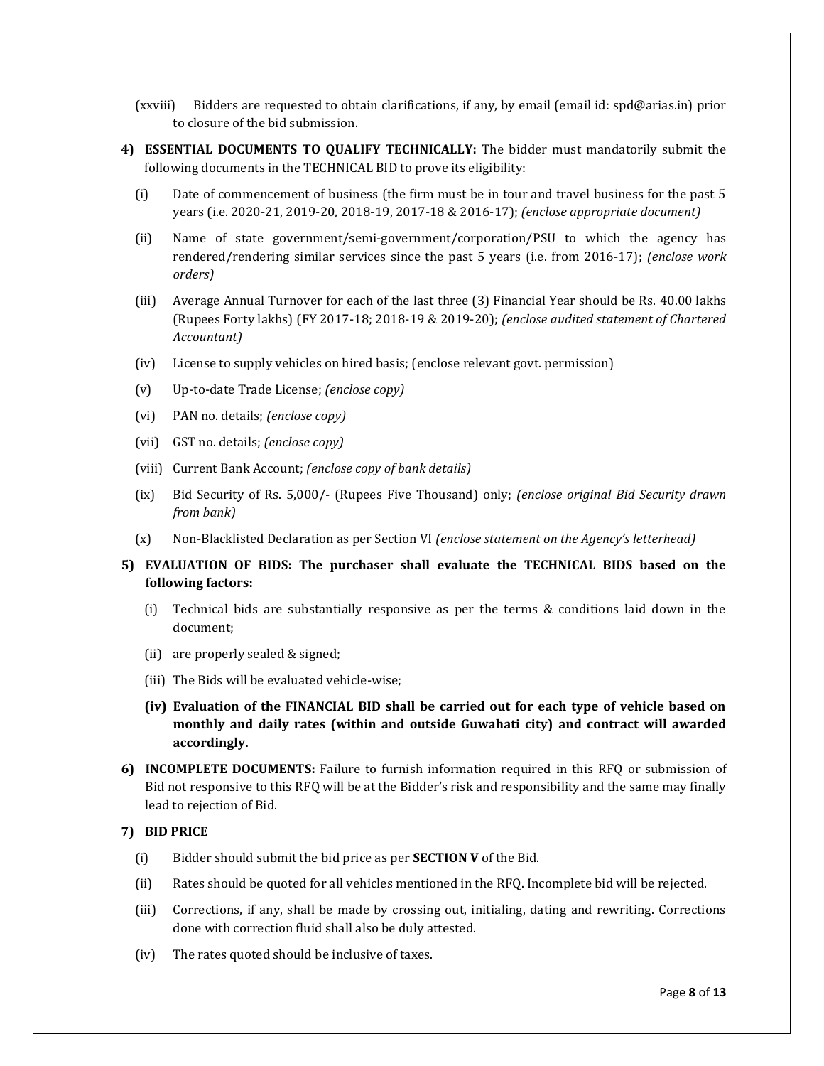(xxviii) Bidders are requested to obtain clarifications, if any, by email (email id: spd@arias.in) prior to closure of the bid submission.

**4) ESSENTIAL DOCUMENTS TO QUALIFY TECHNICALLY:** The bidder must mandatorily submit the following documents in the TECHNICAL BID to prove its eligibility:

(i) Date of commencement of business (the firm must be in tour and travel business for the past 5 years (i.e. 2020-21, 2019-20, 2018-19, 2017-18 & 2016-17); *(enclose appropriate document)*

(ii) Name of state government/semi-government/corporation/PSU to which the agency has rendered/rendering similar services since the past 5 years (i.e. from 2016-17); *(enclose work orders)*

(iii) Average Annual Turnover for each of the last three (3) Financial Year should be Rs. 40.00 lakhs (Rupees Forty lakhs) (FY 2017-18; 2018-19 & 2019-20); *(enclose audited statement of Chartered Accountant)*

(iv) License to supply vehicles on hired basis; (enclose relevant govt. permission)

(v) Up-to-date Trade License; *(enclose copy)*

(vi) PAN no. details; *(enclose copy)*

(vii) GST no. details; *(enclose copy)*

(viii) Current Bank Account; *(enclose copy of bank details)*

(ix) Bid Security of Rs. 5,000/- (Rupees Five Thousand) only; *(enclose original Bid Security drawn from bank)*

(x) Non-Blacklisted Declaration as per Section VI *(enclose statement on the Agency's letterhead)*

**5) EVALUATION OF BIDS: The purchaser shall evaluate the TECHNICAL BIDS based on the following factors:**

(i) Technical bids are substantially responsive as per the terms & conditions laid down in the document;

(ii) are properly sealed & signed;

(iii) The Bids will be evaluated vehicle-wise;

**(iv) Evaluation of the FINANCIAL BID shall be carried out for each type of vehicle based on monthly and daily rates (within and outside Guwahati city) and contract will awarded accordingly.**

**6) INCOMPLETE DOCUMENTS:** Failure to furnish information required in this RFQ or submission of Bid not responsive to this RFQ will be at the Bidder's risk and responsibility and the same may finally lead to rejection of Bid.

**7) BID PRICE**

(i) Bidder should submit the bid price as per **SECTION V** of the Bid.

(ii) Rates should be quoted for all vehicles mentioned in the RFQ. Incomplete bid will be rejected.

(iii) Corrections, if any, shall be made by crossing out, initialing, dating and rewriting. Corrections done with correction fluid shall also be duly attested.

(iv) The rates quoted should be inclusive of taxes.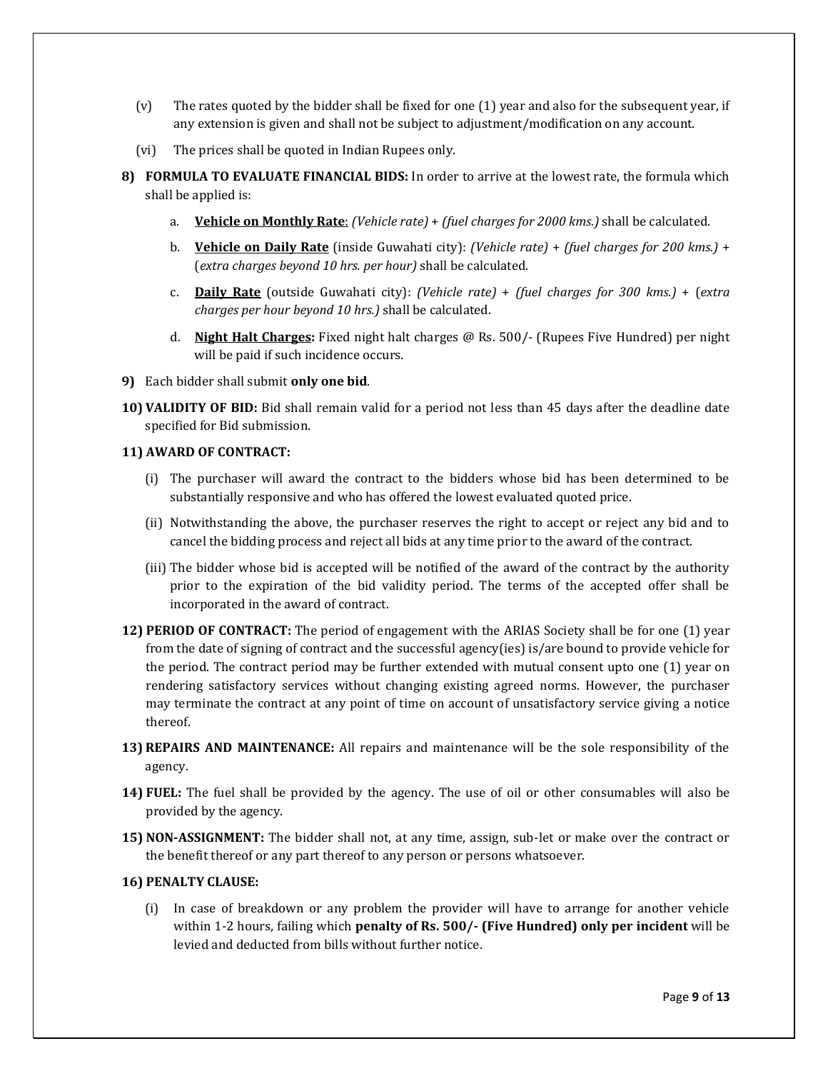(v) The rates quoted by the bidder shall be fixed for one (1) year and also for the subsequent year, if any extension is given and shall not be subject to adjustment/modification on any account.

(vi) The prices shall be quoted in Indian Rupees only.

**8) FORMULA TO EVALUATE FINANCIAL BIDS:** In order to arrive at the lowest rate, the formula which shall be applied is:

a. **Vehicle on Monthly Rate**: *(Vehicle rate)* + *(fuel charges for 2000 kms.)* shall be calculated.

b. **Vehicle on Daily Rate** (inside Guwahati city): *(Vehicle rate)* + *(fuel charges for 200 kms.)* + (*extra charges beyond 10 hrs. per hour)* shall be calculated.

c. **Daily Rate** (outside Guwahati city): *(Vehicle rate)* + *(fuel charges for 300 kms.)* + (*extra charges per hour beyond 10 hrs.)* shall be calculated.

d. **Night Halt Charges:** Fixed night halt charges @ Rs. 500/- (Rupees Five Hundred) per night will be paid if such incidence occurs.

**9)** Each bidder shall submit **only one bid**.

**10) VALIDITY OF BID:** Bid shall remain valid for a period not less than 45 days after the deadline date specified for Bid submission.

**11) AWARD OF CONTRACT:**

(i) The purchaser will award the contract to the bidders whose bid has been determined to be substantially responsive and who has offered the lowest evaluated quoted price.

(ii) Notwithstanding the above, the purchaser reserves the right to accept or reject any bid and to cancel the bidding process and reject all bids at any time prior to the award of the contract.

(iii) The bidder whose bid is accepted will be notified of the award of the contract by the authority prior to the expiration of the bid validity period. The terms of the accepted offer shall be incorporated in the award of contract.

**12) PERIOD OF CONTRACT:** The period of engagement with the ARIAS Society shall be for one (1) year from the date of signing of contract and the successful agency(ies) is/are bound to provide vehicle for the period. The contract period may be further extended with mutual consent upto one (1) year on rendering satisfactory services without changing existing agreed norms. However, the purchaser may terminate the contract at any point of time on account of unsatisfactory service giving a notice thereof.

**13) REPAIRS AND MAINTENANCE:** All repairs and maintenance will be the sole responsibility of the agency.

**14) FUEL:** The fuel shall be provided by the agency. The use of oil or other consumables will also be provided by the agency.

**15) NON-ASSIGNMENT:** The bidder shall not, at any time, assign, sub-let or make over the contract or the benefit thereof or any part thereof to any person or persons whatsoever.

**16) PENALTY CLAUSE:**

(i) In case of breakdown or any problem the provider will have to arrange for another vehicle within 1-2 hours, failing which **penalty of Rs. 500/- (Five Hundred) only per incident** will be levied and deducted from bills without further notice.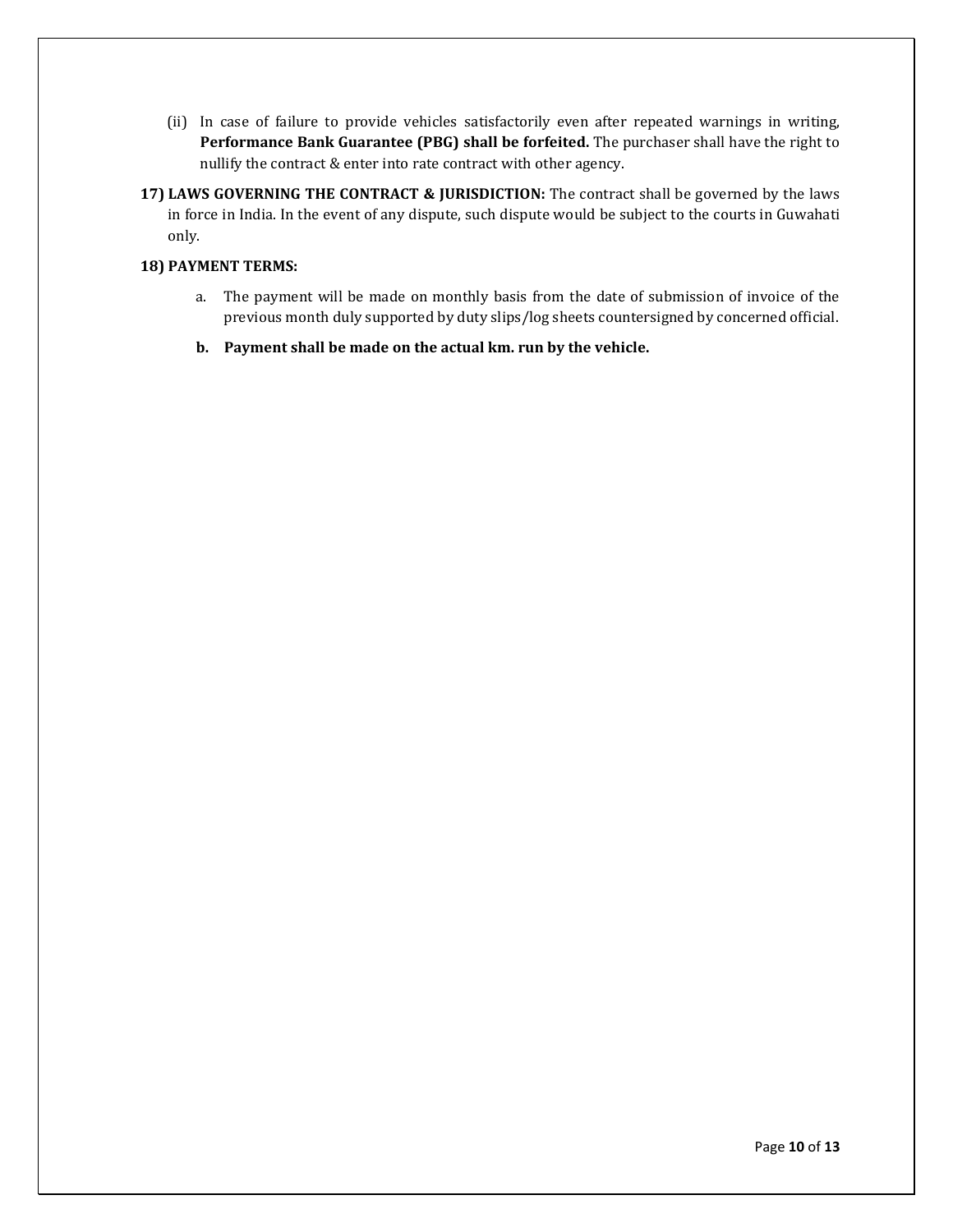(ii) In case of failure to provide vehicles satisfactorily even after repeated warnings in writing, **Performance Bank Guarantee (PBG) shall be forfeited.** The purchaser shall have the right to nullify the contract & enter into rate contract with other agency.

**17) LAWS GOVERNING THE CONTRACT & JURISDICTION:** The contract shall be governed by the laws in force in India. In the event of any dispute, such dispute would be subject to the courts in Guwahati only.

**18) PAYMENT TERMS:**

a. The payment will be made on monthly basis from the date of submission of invoice of the previous month duly supported by duty slips/log sheets countersigned by concerned official.

**b. Payment shall be made on the actual km. run by the vehicle.**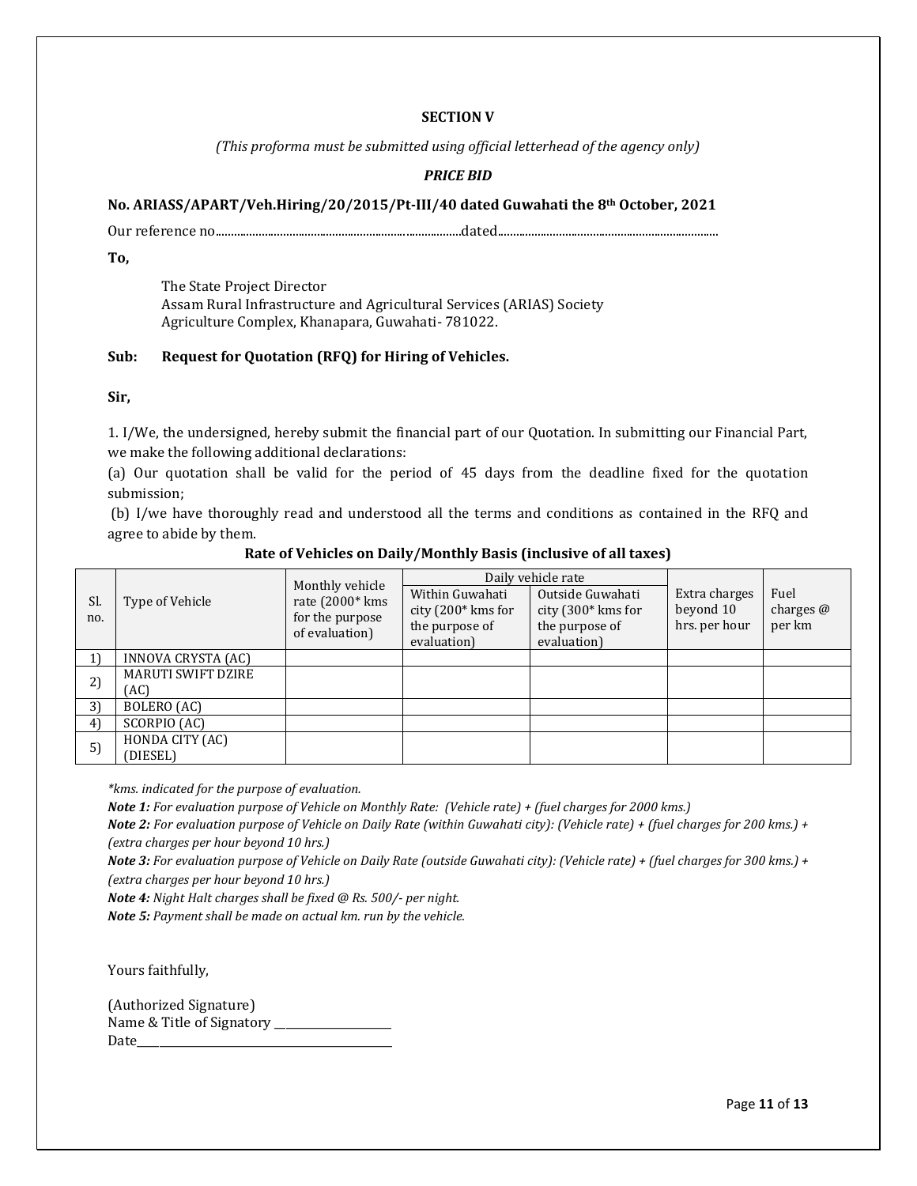**SECTION V**

*(This proforma must be submitted using official letterhead of the agency only)*

***PRICE BID***

**No. ARIASS/APART/Veh.Hiring/20/2015/Pt-III/40 dated Guwahati the 8th October, 2021**

Our reference no...............................................................................dated.......................................................................

**To,**

The State Project Director
Assam Rural Infrastructure and Agricultural Services (ARIAS) Society
Agriculture Complex, Khanapara, Guwahati- 781022.

**Sub: Request for Quotation (RFQ) for Hiring of Vehicles.**

**Sir,**

1. I/We, the undersigned, hereby submit the financial part of our Quotation. In submitting our Financial Part, we make the following additional declarations:

(a) Our quotation shall be valid for the period of 45 days from the deadline fixed for the quotation submission;

(b) I/we have thoroughly read and understood all the terms and conditions as contained in the RFQ and agree to abide by them.

**Rate of Vehicles on Daily/Monthly Basis (inclusive of all taxes)**

| Sl. no. | Type of Vehicle | Monthly vehicle rate (2000* kms for the purpose of evaluation) | Daily vehicle rate | | Extra charges beyond 10 hrs. per hour | Fuel charges @ per km |
|---|---|---|---|---|---|---|
| | | | Within Guwahati city (200* kms for the purpose of evaluation) | Outside Guwahati city (300* kms for the purpose of evaluation) | | |
| 1) | INNOVA CRYSTA (AC) | | | | | |
| 2) | MARUTI SWIFT DZIRE (AC) | | | | | |
| 3) | BOLERO (AC) | | | | | |
| 4) | SCORPIO (AC) | | | | | |
| 5) | HONDA CITY (AC) (DIESEL) | | | | | |

*\*kms. indicated for the purpose of evaluation.*

***Note 1:*** *For evaluation purpose of Vehicle on Monthly Rate: (Vehicle rate) + (fuel charges for 2000 kms.)*

***Note 2:*** *For evaluation purpose of Vehicle on Daily Rate (within Guwahati city): (Vehicle rate) + (fuel charges for 200 kms.) + (extra charges per hour beyond 10 hrs.)*

***Note 3:*** *For evaluation purpose of Vehicle on Daily Rate (outside Guwahati city): (Vehicle rate) + (fuel charges for 300 kms.) + (extra charges per hour beyond 10 hrs.)*

***Note 4:*** *Night Halt charges shall be fixed @ Rs. 500/- per night.*

***Note 5:*** *Payment shall be made on actual km. run by the vehicle.*

Yours faithfully,

(Authorized Signature)
Name & Title of Signatory ____________________
Date__________________________________________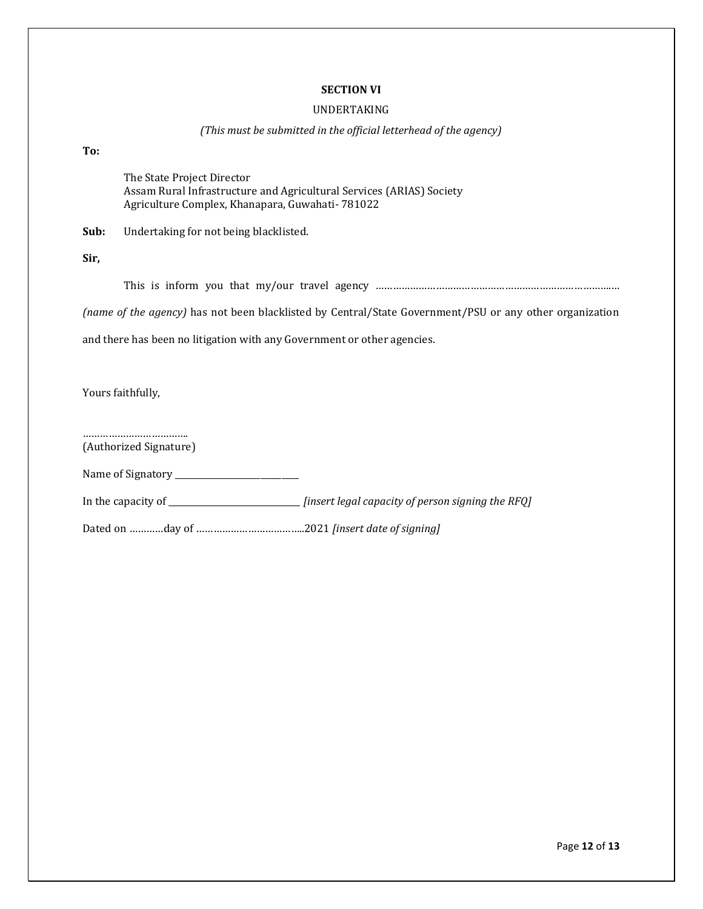**SECTION VI**

UNDERTAKING

*(This must be submitted in the official letterhead of the agency)*

**To:**

The State Project Director
Assam Rural Infrastructure and Agricultural Services (ARIAS) Society
Agriculture Complex, Khanapara, Guwahati- 781022

**Sub:** Undertaking for not being blacklisted.

**Sir,**

This is inform you that my/our travel agency ………………………………………………………………………… *(name of the agency)* has not been blacklisted by Central/State Government/PSU or any other organization and there has been no litigation with any Government or other agencies.

Yours faithfully,

………………………………..
(Authorized Signature)

Name of Signatory ____________________________

In the capacity of ______________________________ *[insert legal capacity of person signing the RFQ]*

Dated on …………day of ………………………………..2021 *[insert date of signing]*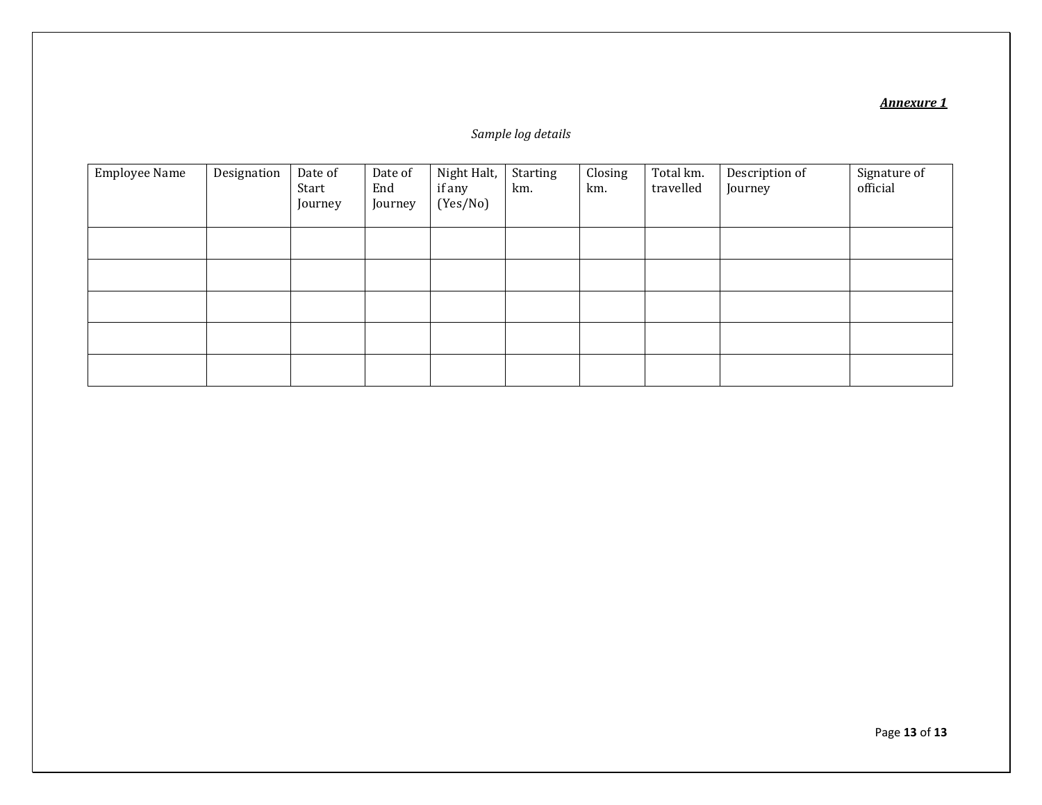***Annexure 1***

*Sample log details*

| Employee Name | Designation | Date of Start Journey | Date of End Journey | Night Halt, if any (Yes/No) | Starting km. | Closing km. | Total km. travelled | Description of Journey | Signature of official |
|---|---|---|---|---|---|---|---|---|---|
| | | | | | | | | | |
| | | | | | | | | | |
| | | | | | | | | | |
| | | | | | | | | | |
| | | | | | | | | | |